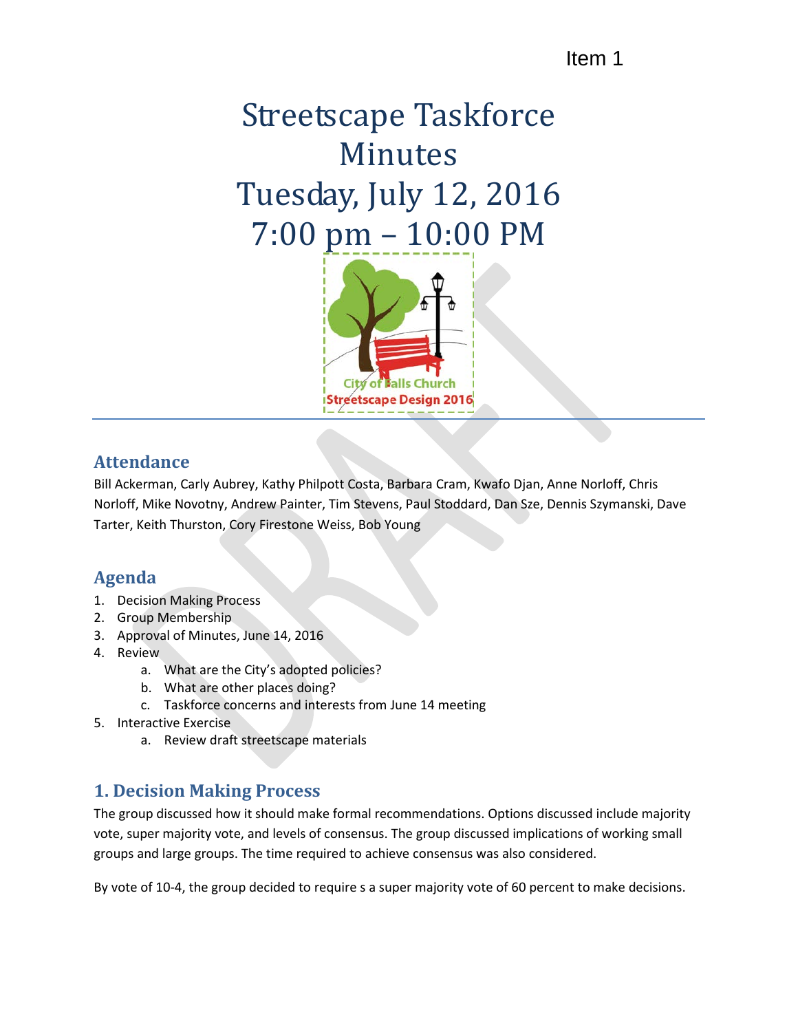Item 1

# Streetscape Taskforce Minutes
# Tuesday, July 12, 2016
# 7:00 pm – 10:00 PM

## Attendance

Bill Ackerman, Carly Aubrey, Kathy Philpott Costa, Barbara Cram, Kwafo Djan, Anne Norloff, Chris Norloff, Mike Novotny, Andrew Painter, Tim Stevens, Paul Stoddard, Dan Sze, Dennis Szymanski, Dave Tarter, Keith Thurston, Cory Firestone Weiss, Bob Young

## Agenda

1. Decision Making Process
2. Group Membership
3. Approval of Minutes, June 14, 2016
4. Review
    a. What are the City's adopted policies?
    b. What are other places doing?
    c. Taskforce concerns and interests from June 14 meeting
5. Interactive Exercise
    a. Review draft streetscape materials

## 1. Decision Making Process

The group discussed how it should make formal recommendations. Options discussed include majority vote, super majority vote, and levels of consensus. The group discussed implications of working small groups and large groups. The time required to achieve consensus was also considered.

By vote of 10-4, the group decided to require s a super majority vote of 60 percent to make decisions.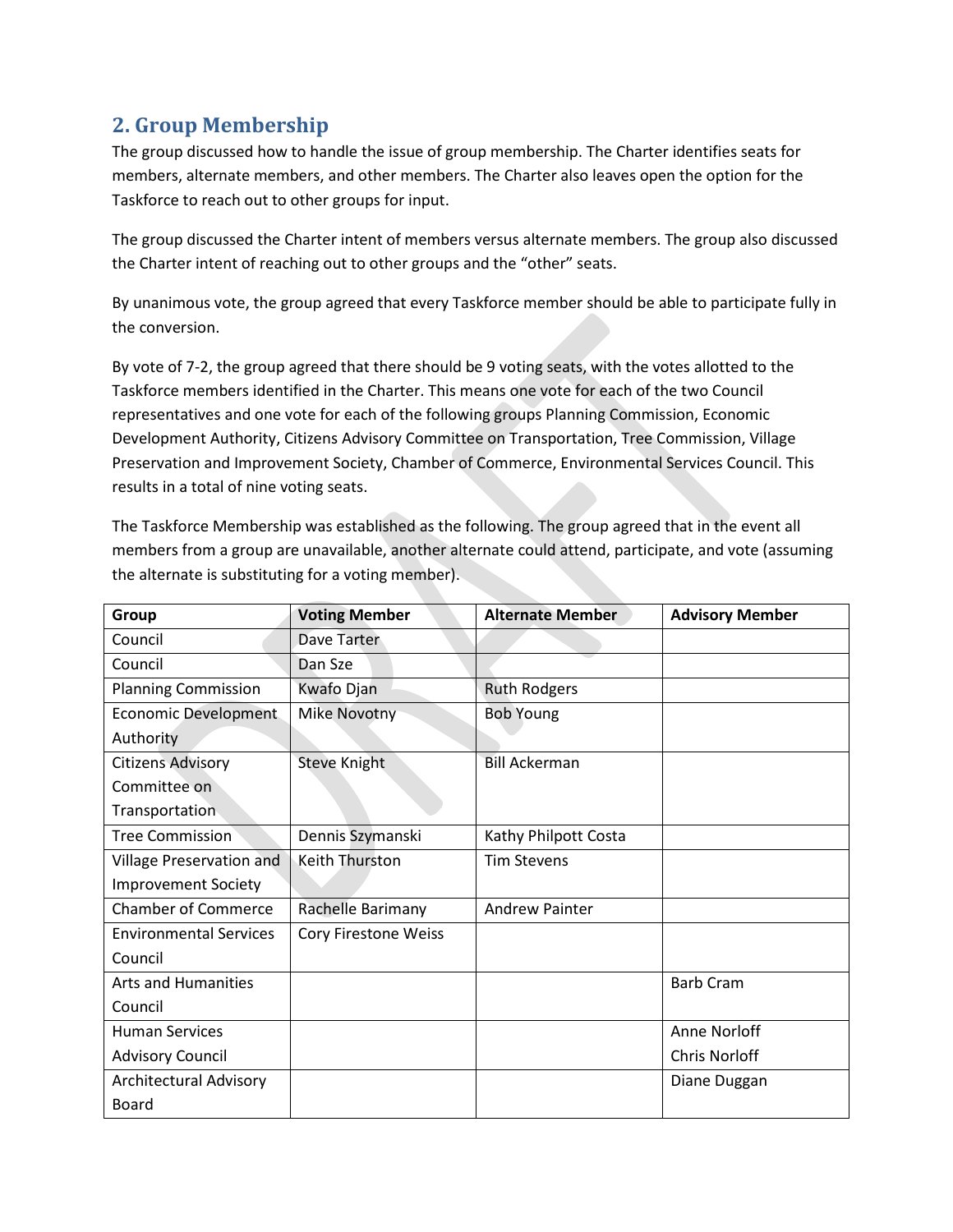## 2. Group Membership

The group discussed how to handle the issue of group membership. The Charter identifies seats for members, alternate members, and other members. The Charter also leaves open the option for the Taskforce to reach out to other groups for input.

The group discussed the Charter intent of members versus alternate members. The group also discussed the Charter intent of reaching out to other groups and the "other" seats.

By unanimous vote, the group agreed that every Taskforce member should be able to participate fully in the conversion.

By vote of 7-2, the group agreed that there should be 9 voting seats, with the votes allotted to the Taskforce members identified in the Charter. This means one vote for each of the two Council representatives and one vote for each of the following groups Planning Commission, Economic Development Authority, Citizens Advisory Committee on Transportation, Tree Commission, Village Preservation and Improvement Society, Chamber of Commerce, Environmental Services Council. This results in a total of nine voting seats.

The Taskforce Membership was established as the following. The group agreed that in the event all members from a group are unavailable, another alternate could attend, participate, and vote (assuming the alternate is substituting for a voting member).

| Group | Voting Member | Alternate Member | Advisory Member |
|---|---|---|---|
| Council | Dave Tarter | | |
| Council | Dan Sze | | |
| Planning Commission | Kwafo Djan | Ruth Rodgers | |
| Economic Development Authority | Mike Novotny | Bob Young | |
| Citizens Advisory Committee on Transportation | Steve Knight | Bill Ackerman | |
| Tree Commission | Dennis Szymanski | Kathy Philpott Costa | |
| Village Preservation and Improvement Society | Keith Thurston | Tim Stevens | |
| Chamber of Commerce | Rachelle Barimany | Andrew Painter | |
| Environmental Services Council | Cory Firestone Weiss | | |
| Arts and Humanities Council | | | Barb Cram |
| Human Services Advisory Council | | | Anne Norloff<br>Chris Norloff |
| Architectural Advisory Board | | | Diane Duggan |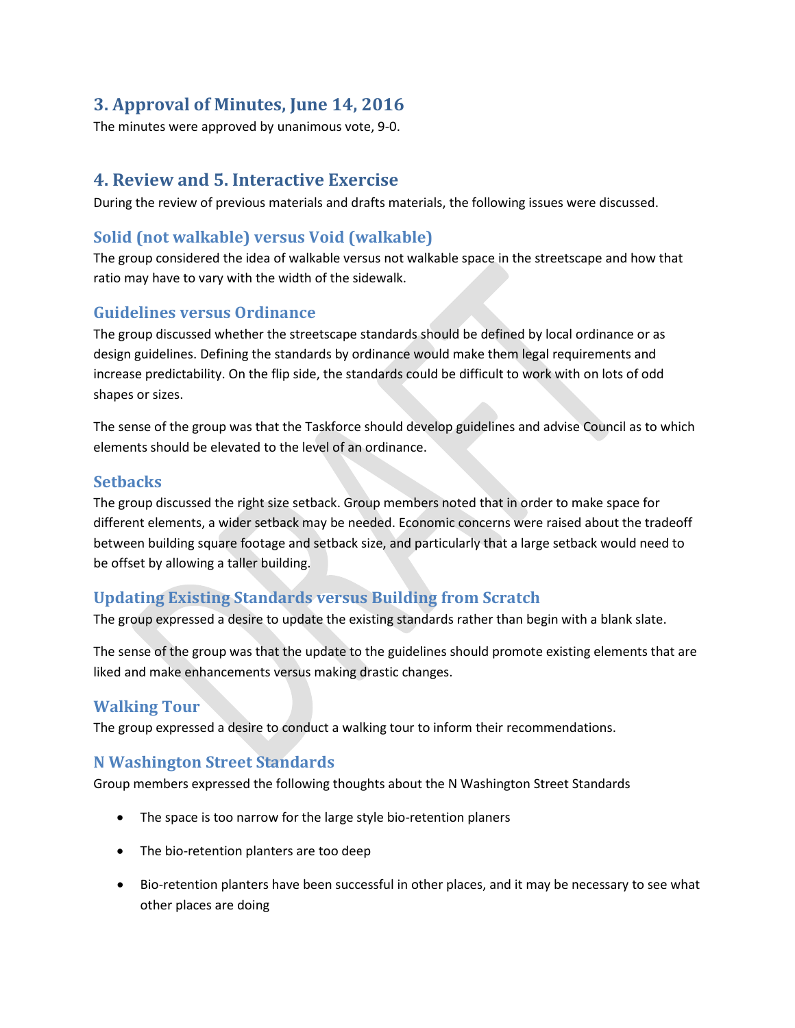## 3. Approval of Minutes, June 14, 2016

The minutes were approved by unanimous vote, 9-0.

## 4. Review and 5. Interactive Exercise

During the review of previous materials and drafts materials, the following issues were discussed.

### Solid (not walkable) versus Void (walkable)

The group considered the idea of walkable versus not walkable space in the streetscape and how that ratio may have to vary with the width of the sidewalk.

### Guidelines versus Ordinance

The group discussed whether the streetscape standards should be defined by local ordinance or as design guidelines. Defining the standards by ordinance would make them legal requirements and increase predictability. On the flip side, the standards could be difficult to work with on lots of odd shapes or sizes.

The sense of the group was that the Taskforce should develop guidelines and advise Council as to which elements should be elevated to the level of an ordinance.

### Setbacks

The group discussed the right size setback. Group members noted that in order to make space for different elements, a wider setback may be needed. Economic concerns were raised about the tradeoff between building square footage and setback size, and particularly that a large setback would need to be offset by allowing a taller building.

### Updating Existing Standards versus Building from Scratch

The group expressed a desire to update the existing standards rather than begin with a blank slate.

The sense of the group was that the update to the guidelines should promote existing elements that are liked and make enhancements versus making drastic changes.

### Walking Tour

The group expressed a desire to conduct a walking tour to inform their recommendations.

### N Washington Street Standards

Group members expressed the following thoughts about the N Washington Street Standards

- The space is too narrow for the large style bio-retention planers
- The bio-retention planters are too deep
- Bio-retention planters have been successful in other places, and it may be necessary to see what other places are doing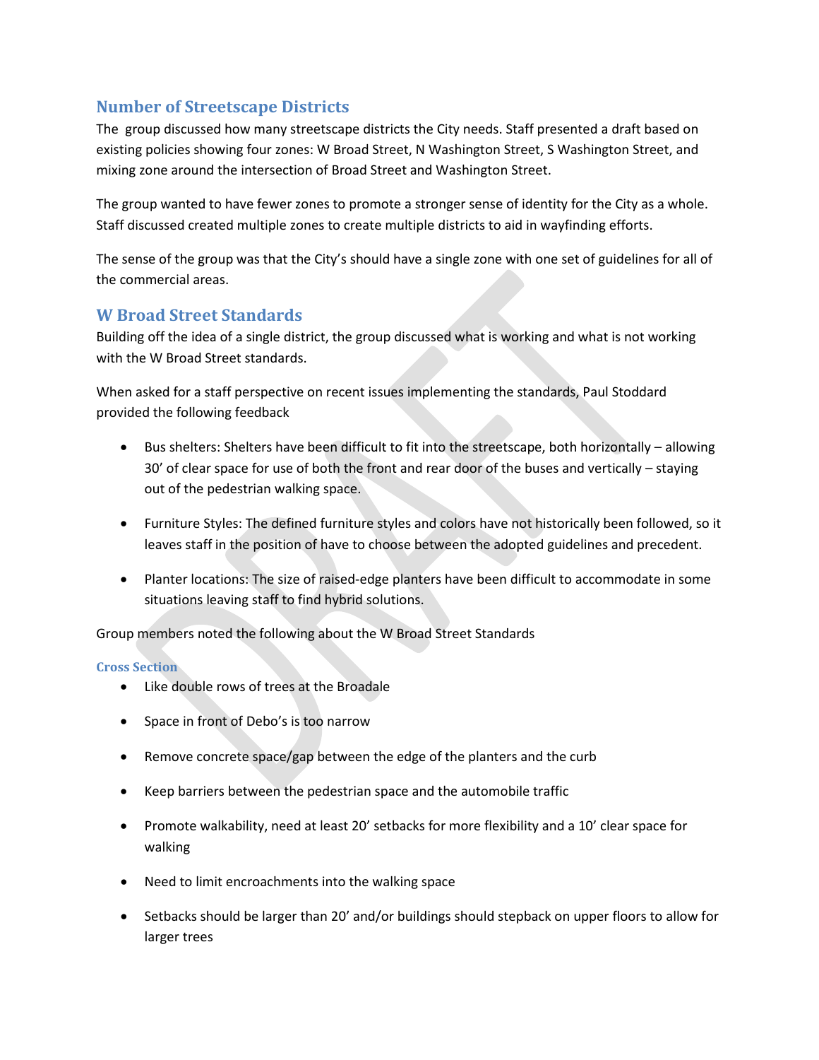## Number of Streetscape Districts

The  group discussed how many streetscape districts the City needs. Staff presented a draft based on existing policies showing four zones: W Broad Street, N Washington Street, S Washington Street, and mixing zone around the intersection of Broad Street and Washington Street.

The group wanted to have fewer zones to promote a stronger sense of identity for the City as a whole. Staff discussed created multiple zones to create multiple districts to aid in wayfinding efforts.

The sense of the group was that the City's should have a single zone with one set of guidelines for all of the commercial areas.

## W Broad Street Standards

Building off the idea of a single district, the group discussed what is working and what is not working with the W Broad Street standards.

When asked for a staff perspective on recent issues implementing the standards, Paul Stoddard provided the following feedback

- Bus shelters: Shelters have been difficult to fit into the streetscape, both horizontally – allowing 30' of clear space for use of both the front and rear door of the buses and vertically – staying out of the pedestrian walking space.
- Furniture Styles: The defined furniture styles and colors have not historically been followed, so it leaves staff in the position of have to choose between the adopted guidelines and precedent.
- Planter locations: The size of raised-edge planters have been difficult to accommodate in some situations leaving staff to find hybrid solutions.

Group members noted the following about the W Broad Street Standards

### Cross Section

- Like double rows of trees at the Broadale
- Space in front of Debo's is too narrow
- Remove concrete space/gap between the edge of the planters and the curb
- Keep barriers between the pedestrian space and the automobile traffic
- Promote walkability, need at least 20' setbacks for more flexibility and a 10' clear space for walking
- Need to limit encroachments into the walking space
- Setbacks should be larger than 20' and/or buildings should stepback on upper floors to allow for larger trees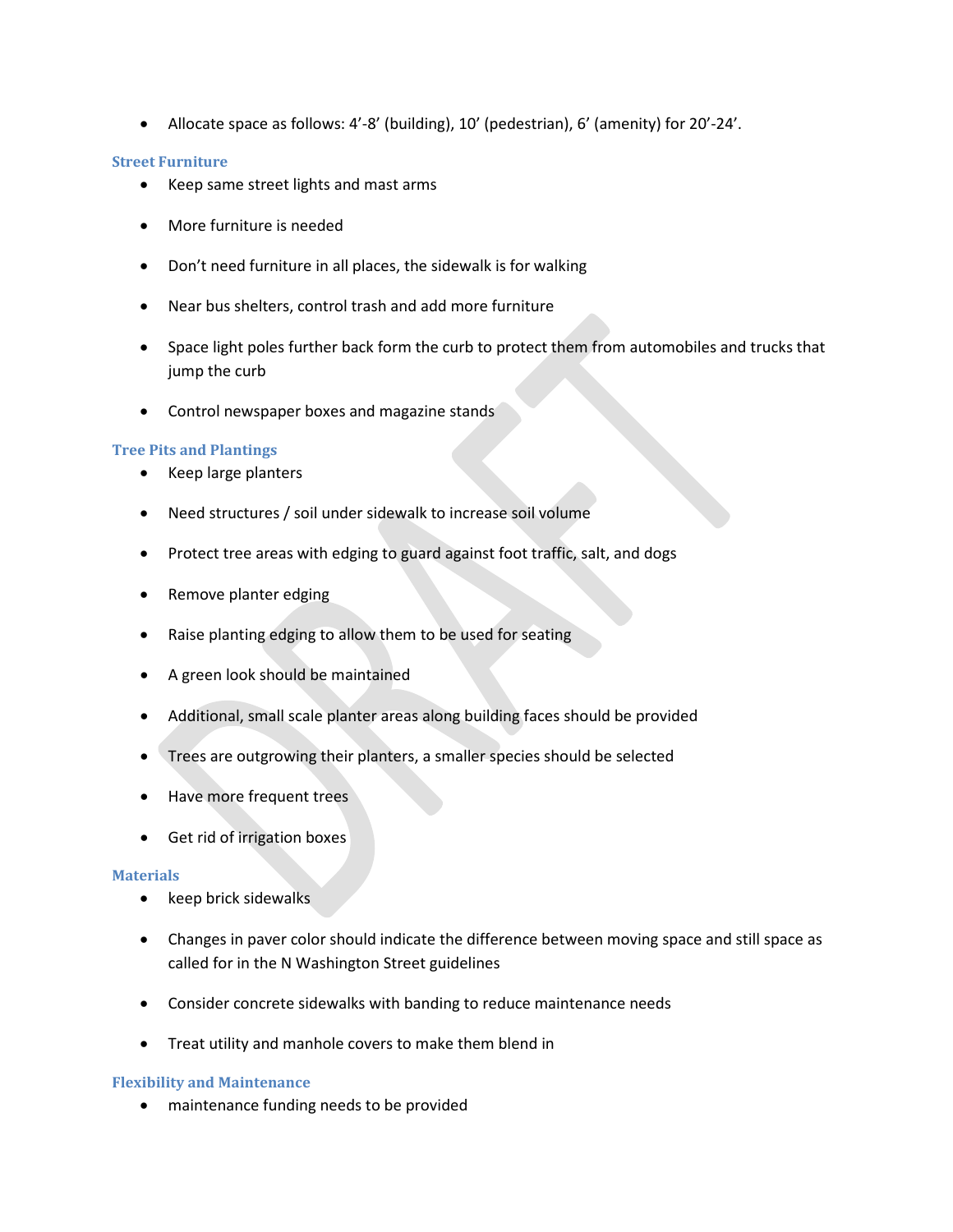- Allocate space as follows: 4'-8' (building), 10' (pedestrian), 6' (amenity) for 20'-24'.

### Street Furniture

- Keep same street lights and mast arms
- More furniture is needed
- Don't need furniture in all places, the sidewalk is for walking
- Near bus shelters, control trash and add more furniture
- Space light poles further back form the curb to protect them from automobiles and trucks that jump the curb
- Control newspaper boxes and magazine stands

### Tree Pits and Plantings

- Keep large planters
- Need structures / soil under sidewalk to increase soil volume
- Protect tree areas with edging to guard against foot traffic, salt, and dogs
- Remove planter edging
- Raise planting edging to allow them to be used for seating
- A green look should be maintained
- Additional, small scale planter areas along building faces should be provided
- Trees are outgrowing their planters, a smaller species should be selected
- Have more frequent trees
- Get rid of irrigation boxes

### Materials

- keep brick sidewalks
- Changes in paver color should indicate the difference between moving space and still space as called for in the N Washington Street guidelines
- Consider concrete sidewalks with banding to reduce maintenance needs
- Treat utility and manhole covers to make them blend in

### Flexibility and Maintenance

- maintenance funding needs to be provided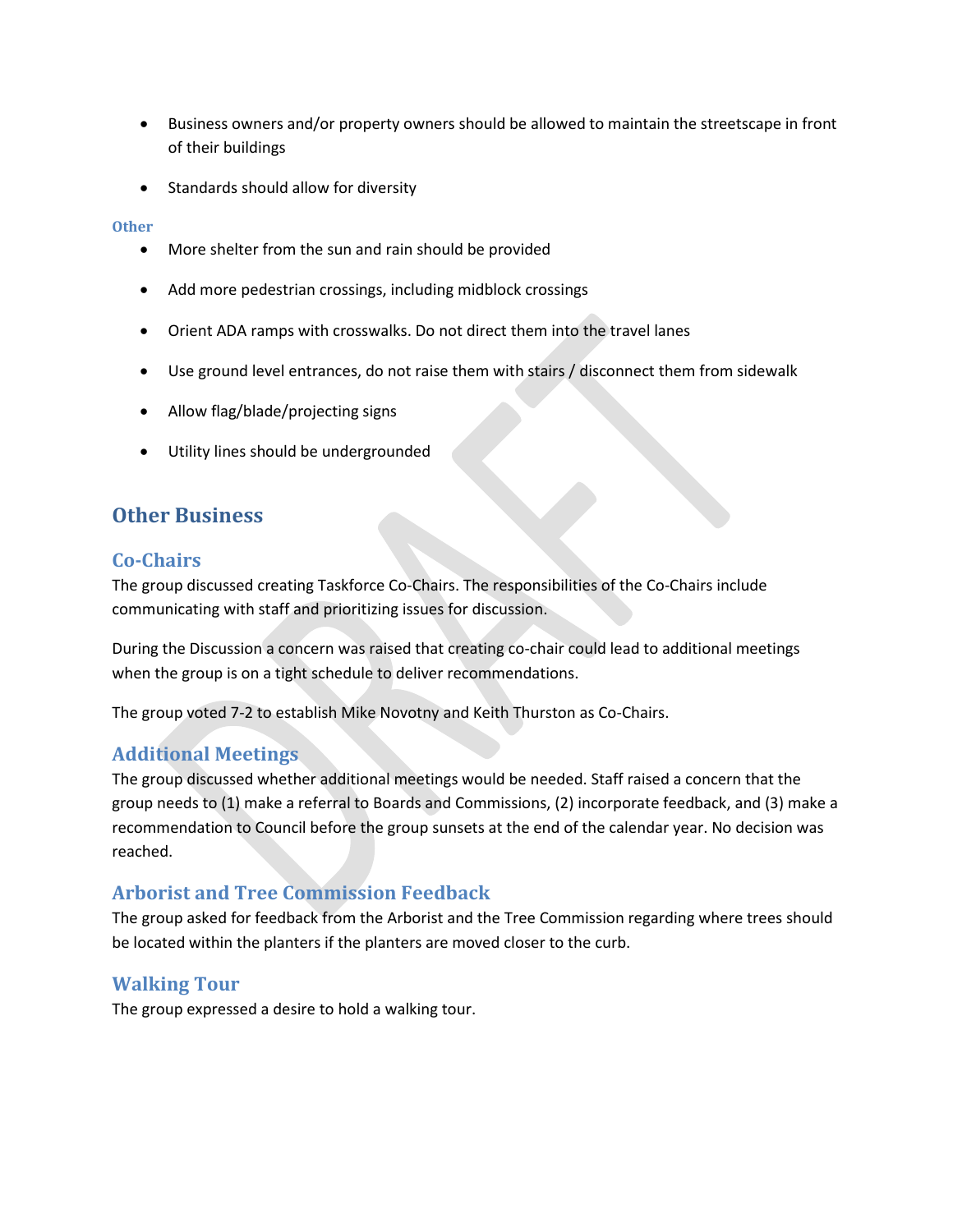- Business owners and/or property owners should be allowed to maintain the streetscape in front of their buildings
- Standards should allow for diversity

### Other

- More shelter from the sun and rain should be provided
- Add more pedestrian crossings, including midblock crossings
- Orient ADA ramps with crosswalks. Do not direct them into the travel lanes
- Use ground level entrances, do not raise them with stairs / disconnect them from sidewalk
- Allow flag/blade/projecting signs
- Utility lines should be undergrounded

# Other Business

## Co-Chairs

The group discussed creating Taskforce Co-Chairs. The responsibilities of the Co-Chairs include communicating with staff and prioritizing issues for discussion.

During the Discussion a concern was raised that creating co-chair could lead to additional meetings when the group is on a tight schedule to deliver recommendations.

The group voted 7-2 to establish Mike Novotny and Keith Thurston as Co-Chairs.

## Additional Meetings

The group discussed whether additional meetings would be needed. Staff raised a concern that the group needs to (1) make a referral to Boards and Commissions, (2) incorporate feedback, and (3) make a recommendation to Council before the group sunsets at the end of the calendar year. No decision was reached.

## Arborist and Tree Commission Feedback

The group asked for feedback from the Arborist and the Tree Commission regarding where trees should be located within the planters if the planters are moved closer to the curb.

## Walking Tour

The group expressed a desire to hold a walking tour.